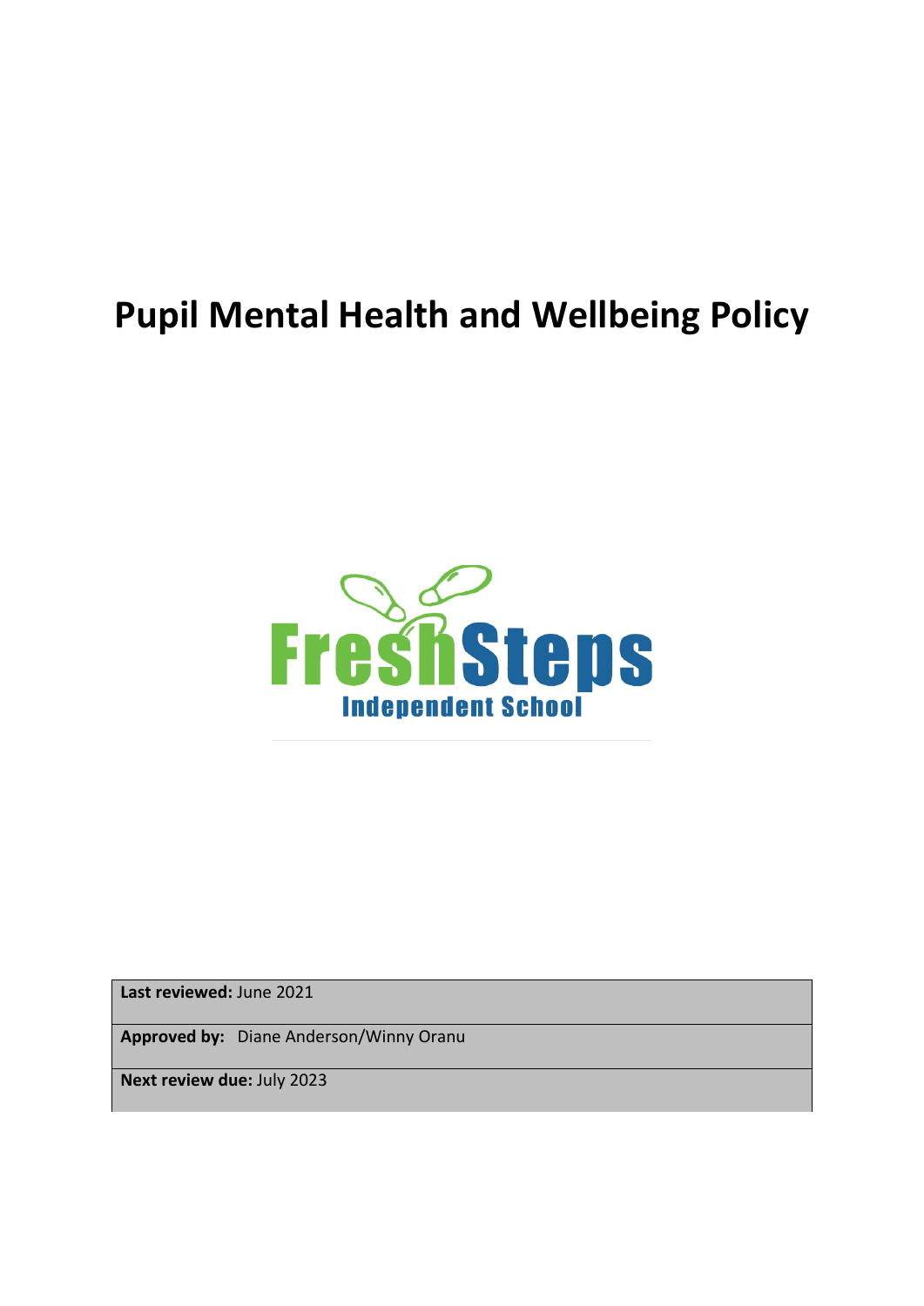# Pupil Mental Health and Wellbeing Policy

FreshSteps
Independent School

| **Last reviewed:** June 2021 |
| --- |
| **Approved by:** Diane Anderson/Winny Oranu |
| **Next review due:** July 2023 |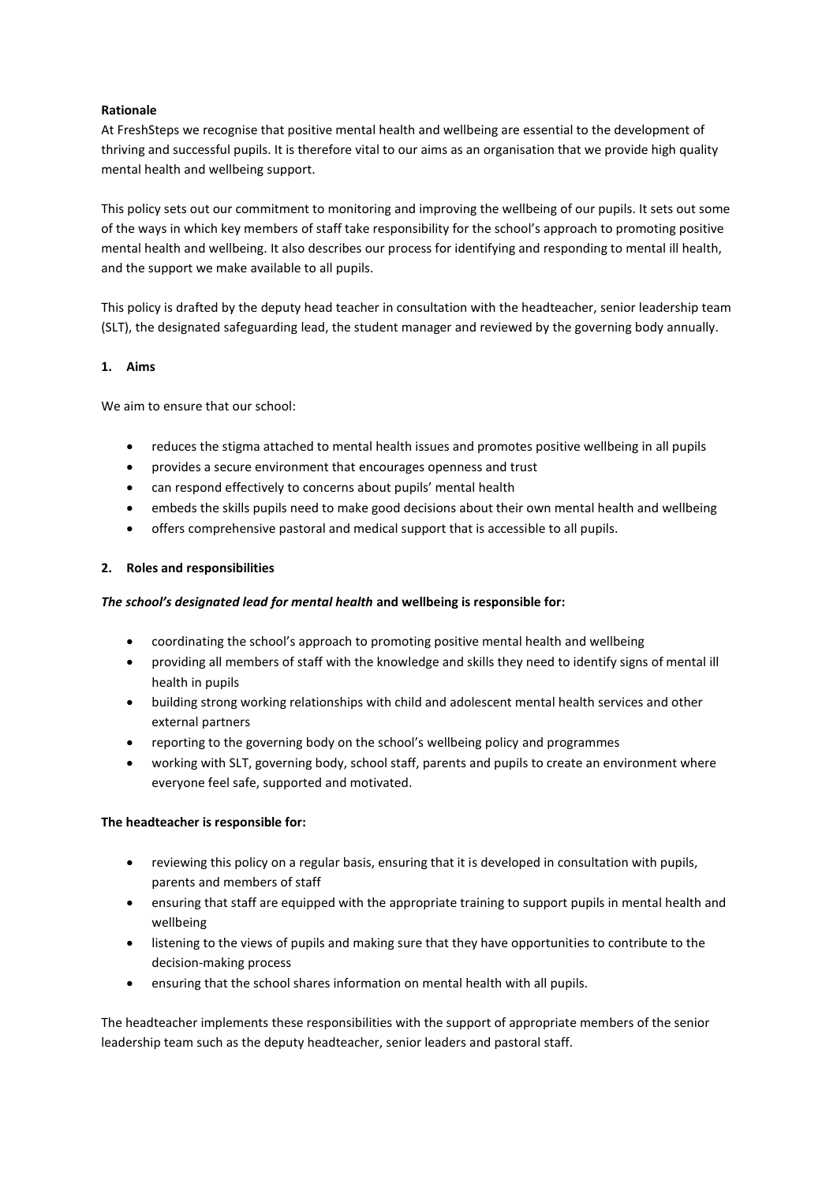**Rationale**

At FreshSteps we recognise that positive mental health and wellbeing are essential to the development of thriving and successful pupils. It is therefore vital to our aims as an organisation that we provide high quality mental health and wellbeing support.

This policy sets out our commitment to monitoring and improving the wellbeing of our pupils. It sets out some of the ways in which key members of staff take responsibility for the school's approach to promoting positive mental health and wellbeing. It also describes our process for identifying and responding to mental ill health, and the support we make available to all pupils.

This policy is drafted by the deputy head teacher in consultation with the headteacher, senior leadership team (SLT), the designated safeguarding lead, the student manager and reviewed by the governing body annually.

## 1. Aims

We aim to ensure that our school:

- reduces the stigma attached to mental health issues and promotes positive wellbeing in all pupils
- provides a secure environment that encourages openness and trust
- can respond effectively to concerns about pupils' mental health
- embeds the skills pupils need to make good decisions about their own mental health and wellbeing
- offers comprehensive pastoral and medical support that is accessible to all pupils.

## 2. Roles and responsibilities

***The school's designated lead for mental health*** **and wellbeing is responsible for:**

- coordinating the school's approach to promoting positive mental health and wellbeing
- providing all members of staff with the knowledge and skills they need to identify signs of mental ill health in pupils
- building strong working relationships with child and adolescent mental health services and other external partners
- reporting to the governing body on the school's wellbeing policy and programmes
- working with SLT, governing body, school staff, parents and pupils to create an environment where everyone feel safe, supported and motivated.

**The headteacher is responsible for:**

- reviewing this policy on a regular basis, ensuring that it is developed in consultation with pupils, parents and members of staff
- ensuring that staff are equipped with the appropriate training to support pupils in mental health and wellbeing
- listening to the views of pupils and making sure that they have opportunities to contribute to the decision-making process
- ensuring that the school shares information on mental health with all pupils.

The headteacher implements these responsibilities with the support of appropriate members of the senior leadership team such as the deputy headteacher, senior leaders and pastoral staff.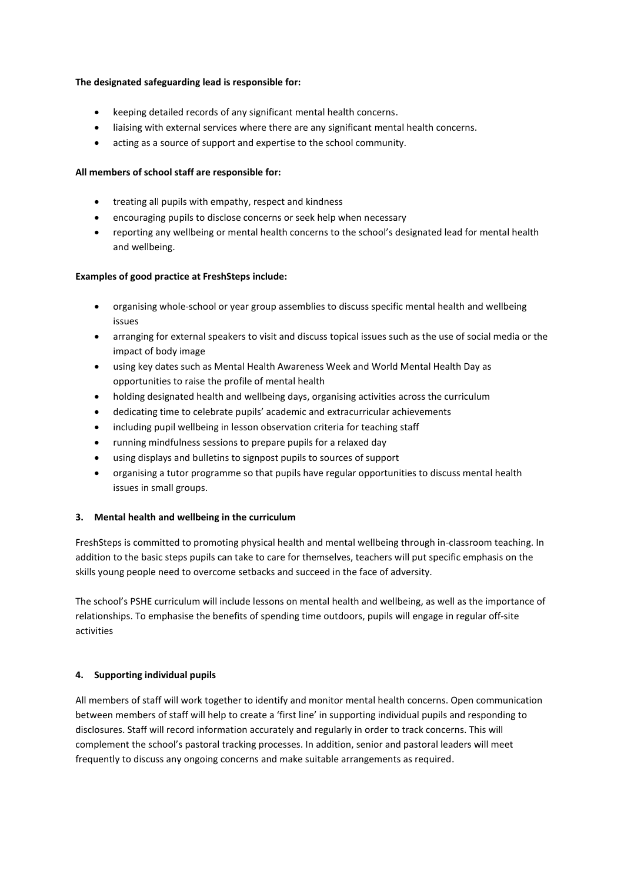**The designated safeguarding lead is responsible for:**

- keeping detailed records of any significant mental health concerns.
- liaising with external services where there are any significant mental health concerns.
- acting as a source of support and expertise to the school community.

**All members of school staff are responsible for:**

- treating all pupils with empathy, respect and kindness
- encouraging pupils to disclose concerns or seek help when necessary
- reporting any wellbeing or mental health concerns to the school's designated lead for mental health and wellbeing.

**Examples of good practice at FreshSteps include:**

- organising whole-school or year group assemblies to discuss specific mental health and wellbeing issues
- arranging for external speakers to visit and discuss topical issues such as the use of social media or the impact of body image
- using key dates such as Mental Health Awareness Week and World Mental Health Day as opportunities to raise the profile of mental health
- holding designated health and wellbeing days, organising activities across the curriculum
- dedicating time to celebrate pupils' academic and extracurricular achievements
- including pupil wellbeing in lesson observation criteria for teaching staff
- running mindfulness sessions to prepare pupils for a relaxed day
- using displays and bulletins to signpost pupils to sources of support
- organising a tutor programme so that pupils have regular opportunities to discuss mental health issues in small groups.

## 3. Mental health and wellbeing in the curriculum

FreshSteps is committed to promoting physical health and mental wellbeing through in-classroom teaching. In addition to the basic steps pupils can take to care for themselves, teachers will put specific emphasis on the skills young people need to overcome setbacks and succeed in the face of adversity.

The school's PSHE curriculum will include lessons on mental health and wellbeing, as well as the importance of relationships. To emphasise the benefits of spending time outdoors, pupils will engage in regular off-site activities

## 4. Supporting individual pupils

All members of staff will work together to identify and monitor mental health concerns. Open communication between members of staff will help to create a 'first line' in supporting individual pupils and responding to disclosures. Staff will record information accurately and regularly in order to track concerns. This will complement the school's pastoral tracking processes. In addition, senior and pastoral leaders will meet frequently to discuss any ongoing concerns and make suitable arrangements as required.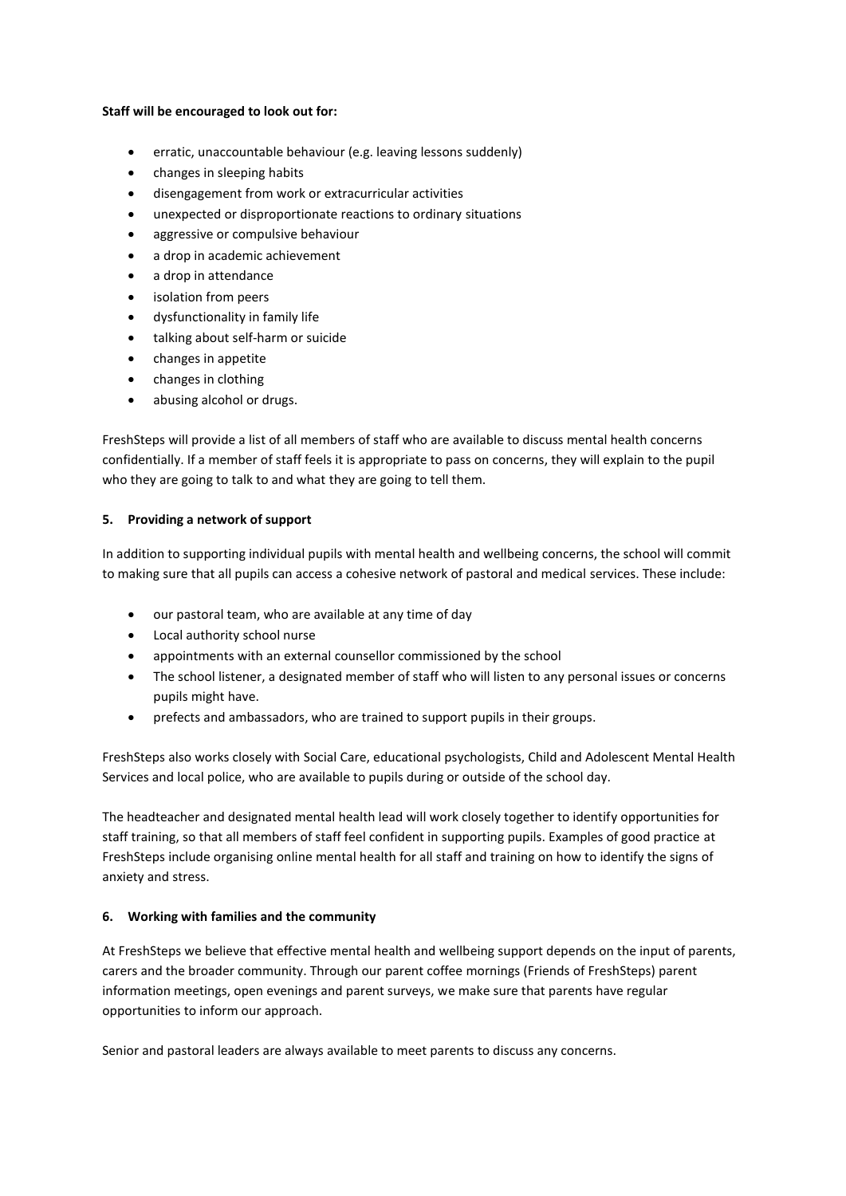**Staff will be encouraged to look out for:**

- erratic, unaccountable behaviour (e.g. leaving lessons suddenly)
- changes in sleeping habits
- disengagement from work or extracurricular activities
- unexpected or disproportionate reactions to ordinary situations
- aggressive or compulsive behaviour
- a drop in academic achievement
- a drop in attendance
- isolation from peers
- dysfunctionality in family life
- talking about self-harm or suicide
- changes in appetite
- changes in clothing
- abusing alcohol or drugs.

FreshSteps will provide a list of all members of staff who are available to discuss mental health concerns confidentially. If a member of staff feels it is appropriate to pass on concerns, they will explain to the pupil who they are going to talk to and what they are going to tell them.

**5. Providing a network of support**

In addition to supporting individual pupils with mental health and wellbeing concerns, the school will commit to making sure that all pupils can access a cohesive network of pastoral and medical services. These include:

- our pastoral team, who are available at any time of day
- Local authority school nurse
- appointments with an external counsellor commissioned by the school
- The school listener, a designated member of staff who will listen to any personal issues or concerns pupils might have.
- prefects and ambassadors, who are trained to support pupils in their groups.

FreshSteps also works closely with Social Care, educational psychologists, Child and Adolescent Mental Health Services and local police, who are available to pupils during or outside of the school day.

The headteacher and designated mental health lead will work closely together to identify opportunities for staff training, so that all members of staff feel confident in supporting pupils. Examples of good practice at FreshSteps include organising online mental health for all staff and training on how to identify the signs of anxiety and stress.

**6. Working with families and the community**

At FreshSteps we believe that effective mental health and wellbeing support depends on the input of parents, carers and the broader community. Through our parent coffee mornings (Friends of FreshSteps) parent information meetings, open evenings and parent surveys, we make sure that parents have regular opportunities to inform our approach.

Senior and pastoral leaders are always available to meet parents to discuss any concerns.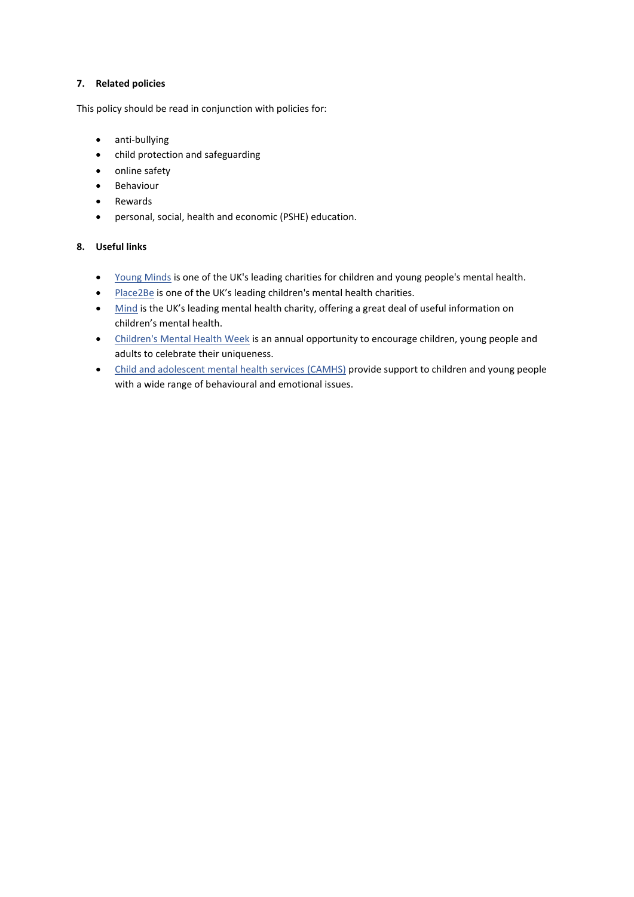## 7. Related policies

This policy should be read in conjunction with policies for:

- anti-bullying
- child protection and safeguarding
- online safety
- Behaviour
- Rewards
- personal, social, health and economic (PSHE) education.

## 8. Useful links

- Young Minds is one of the UK's leading charities for children and young people's mental health.
- Place2Be is one of the UK's leading children's mental health charities.
- Mind is the UK's leading mental health charity, offering a great deal of useful information on children's mental health.
- Children's Mental Health Week is an annual opportunity to encourage children, young people and adults to celebrate their uniqueness.
- Child and adolescent mental health services (CAMHS) provide support to children and young people with a wide range of behavioural and emotional issues.